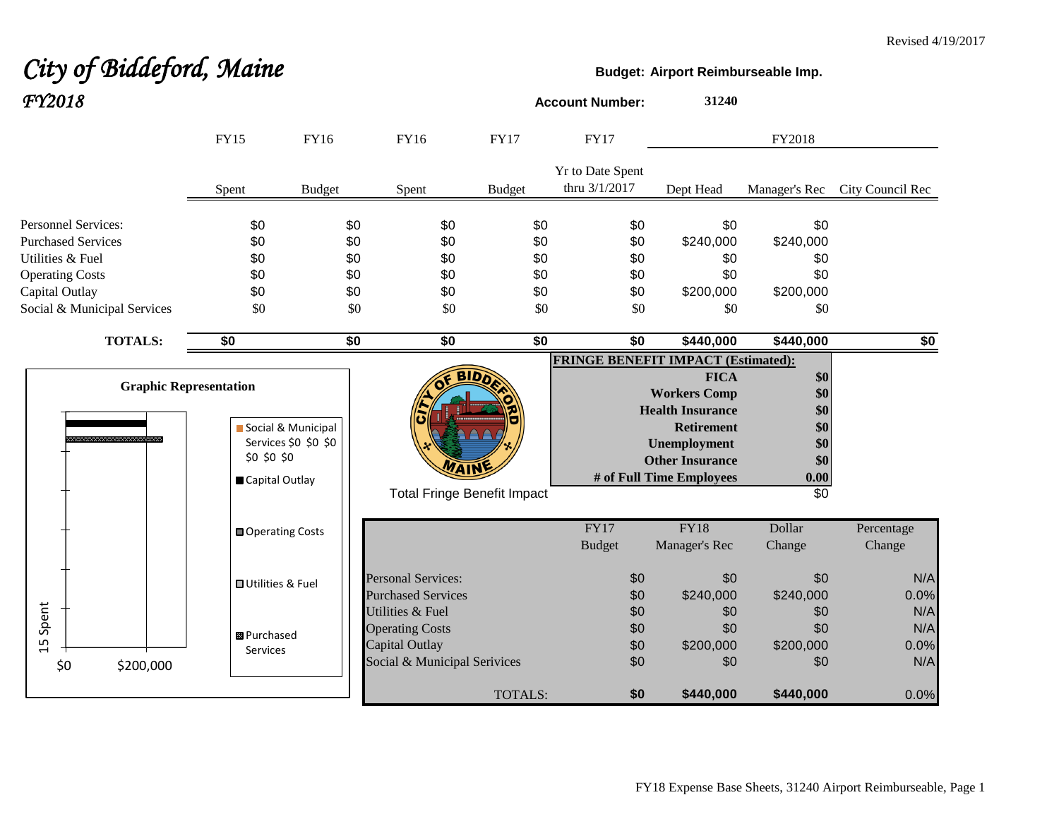Revised 4/19/2017

# *City of Biddeford, Maine*

## *FY2018*

**Budget: Airport Reimburseable Imp.**

**Account Number:** **31240**

| | FY15 Spent | FY16 Budget | FY16 Spent | FY17 Budget | FY17 Yr to Date Spent thru 3/1/2017 | FY2018 Dept Head | FY2018 Manager's Rec | FY2018 City Council Rec |
|---|---|---|---|---|---|---|---|---|
| Personnel Services: | $0 | $0 | $0 | $0 | $0 | $0 | $0 | |
| Purchased Services | $0 | $0 | $0 | $0 | $0 | $240,000 | $240,000 | |
| Utilities & Fuel | $0 | $0 | $0 | $0 | $0 | $0 | $0 | |
| Operating Costs | $0 | $0 | $0 | $0 | $0 | $0 | $0 | |
| Capital Outlay | $0 | $0 | $0 | $0 | $0 | $200,000 | $200,000 | |
| Social & Municipal Services | $0 | $0 | $0 | $0 | $0 | $0 | $0 | |
| **TOTALS:** | **$0** | **$0** | **$0** | **$0** | **$0** | **$440,000** | **$440,000** | **$0** |

**Graphic Representation**

Legend: Social & Municipal Services $0 $0 $0 $0 $0 $0; Capital Outlay; Operating Costs; Utilities & Fuel; Purchased Services

Axis: 15 Spent; $0; $200,000

**FRINGE BENEFIT IMPACT (Estimated):**

| | |
|---|---|
| **FICA** | **$0** |
| **Workers Comp** | **$0** |
| **Health Insurance** | **$0** |
| **Retirement** | **$0** |
| **Unemployment** | **$0** |
| **Other Insurance** | **$0** |
| **# of Full Time Employees** | **0.00** |
| Total Fringe Benefit Impact | $0 |

| | FY17 Budget | FY18 Manager's Rec | Dollar Change | Percentage Change |
|---|---|---|---|---|
| Personal Services: | $0 | $0 | $0 | N/A |
| Purchased Services | $0 | $240,000 | $240,000 | 0.0% |
| Utilities & Fuel | $0 | $0 | $0 | N/A |
| Operating Costs | $0 | $0 | $0 | N/A |
| Capital Outlay | $0 | $200,000 | $200,000 | 0.0% |
| Social & Municipal Serivices | $0 | $0 | $0 | N/A |
| TOTALS: | **$0** | **$440,000** | **$440,000** | 0.0% |

FY18 Expense Base Sheets, 31240 Airport Reimburseable, Page 1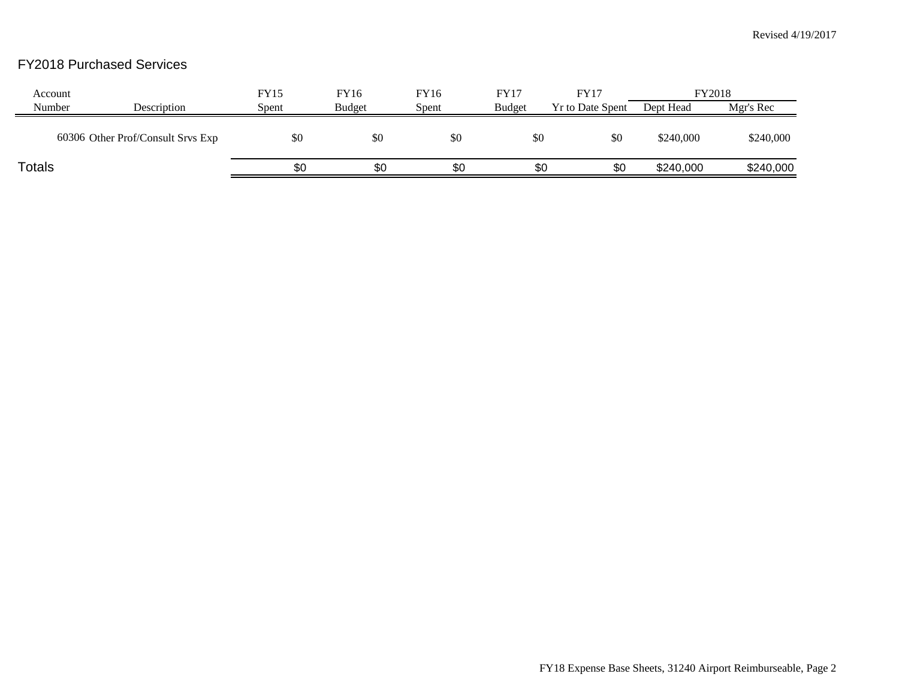Revised 4/19/2017

## FY2018 Purchased Services

| Account Number | Description | FY15 Spent | FY16 Budget | FY16 Spent | FY17 Budget | FY17 Yr to Date Spent | FY2018 Dept Head | FY2018 Mgr's Rec |
|---|---|---|---|---|---|---|---|---|
| 60306 | Other Prof/Consult Srvs Exp | $0 | $0 | $0 | $0 | $0 | $240,000 | $240,000 |
| **Totals** | | $0 | $0 | $0 | $0 | $0 | $240,000 | $240,000 |

FY18 Expense Base Sheets, 31240 Airport Reimburseable, Page 2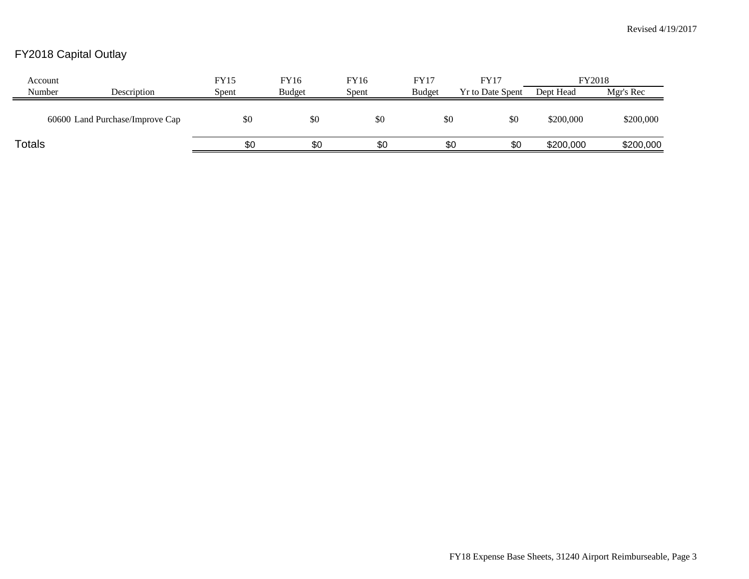Revised 4/19/2017

## FY2018 Capital Outlay

| Account Number | Description | FY15 Spent | FY16 Budget | FY16 Spent | FY17 Budget | FY17 Yr to Date Spent | FY2018 Dept Head | FY2018 Mgr's Rec |
|---|---|---|---|---|---|---|---|---|
| 60600 | Land Purchase/Improve Cap | $0 | $0 | $0 | $0 | $0 | $200,000 | $200,000 |
| **Totals** | | $0 | $0 | $0 | $0 | $0 | $200,000 | $200,000 |

FY18 Expense Base Sheets, 31240 Airport Reimburseable, Page 3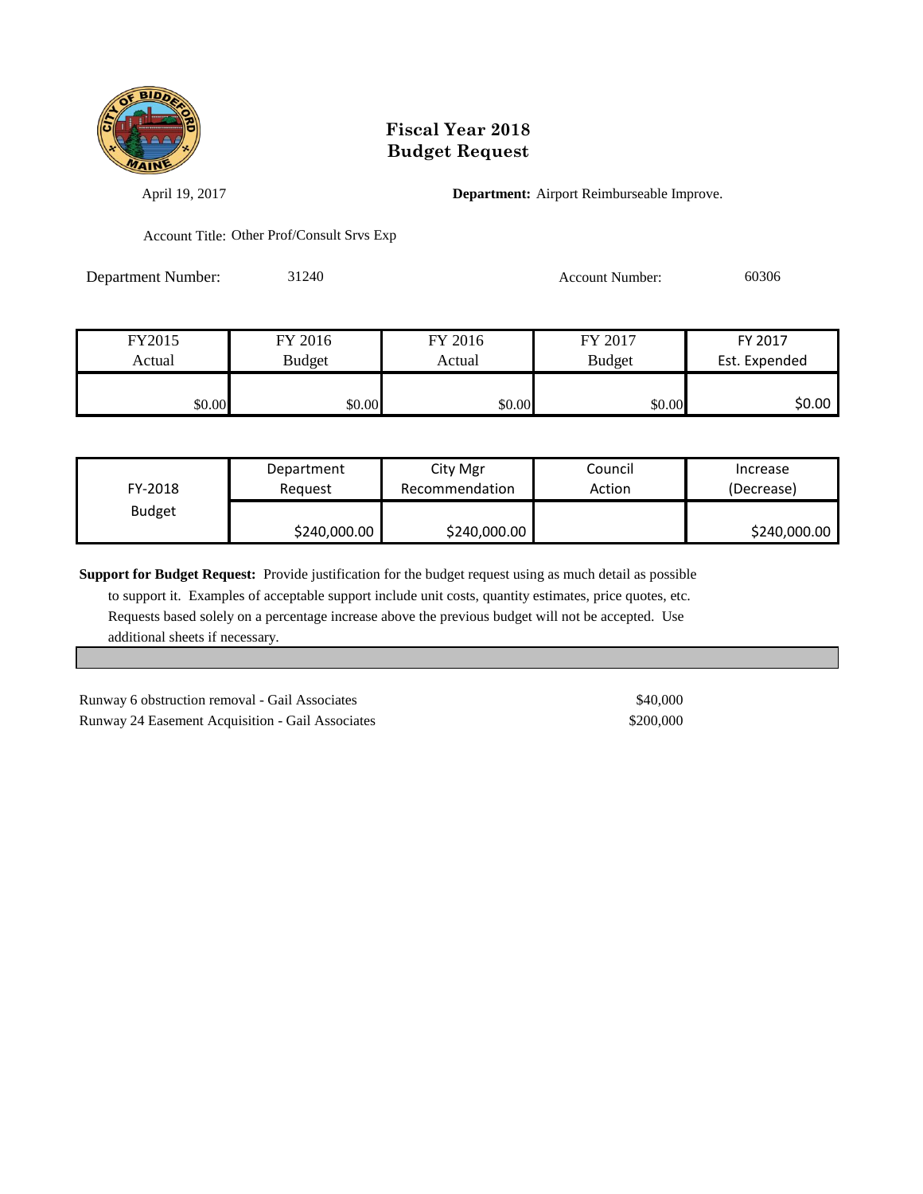# Fiscal Year 2018
# Budget Request

April 19, 2017

**Department:** Airport Reimburseable Improve.

Account Title: Other Prof/Consult Srvs Exp

Department Number: 31240

Account Number: 60306

| FY2015 Actual | FY 2016 Budget | FY 2016 Actual | FY 2017 Budget | FY 2017 Est. Expended |
|---|---|---|---|---|
| $0.00 | $0.00 | $0.00 | $0.00 | $0.00 |

| FY-2018 Budget | Department Request | City Mgr Recommendation | Council Action | Increase (Decrease) |
|---|---|---|---|---|
| | $240,000.00 | $240,000.00 | | $240,000.00 |

**Support for Budget Request:** Provide justification for the budget request using as much detail as possible to support it. Examples of acceptable support include unit costs, quantity estimates, price quotes, etc. Requests based solely on a percentage increase above the previous budget will not be accepted. Use additional sheets if necessary.

| | |
|---|---|
| Runway 6 obstruction removal - Gail Associates | $40,000 |
| Runway 24 Easement Acquisition - Gail Associates | $200,000 |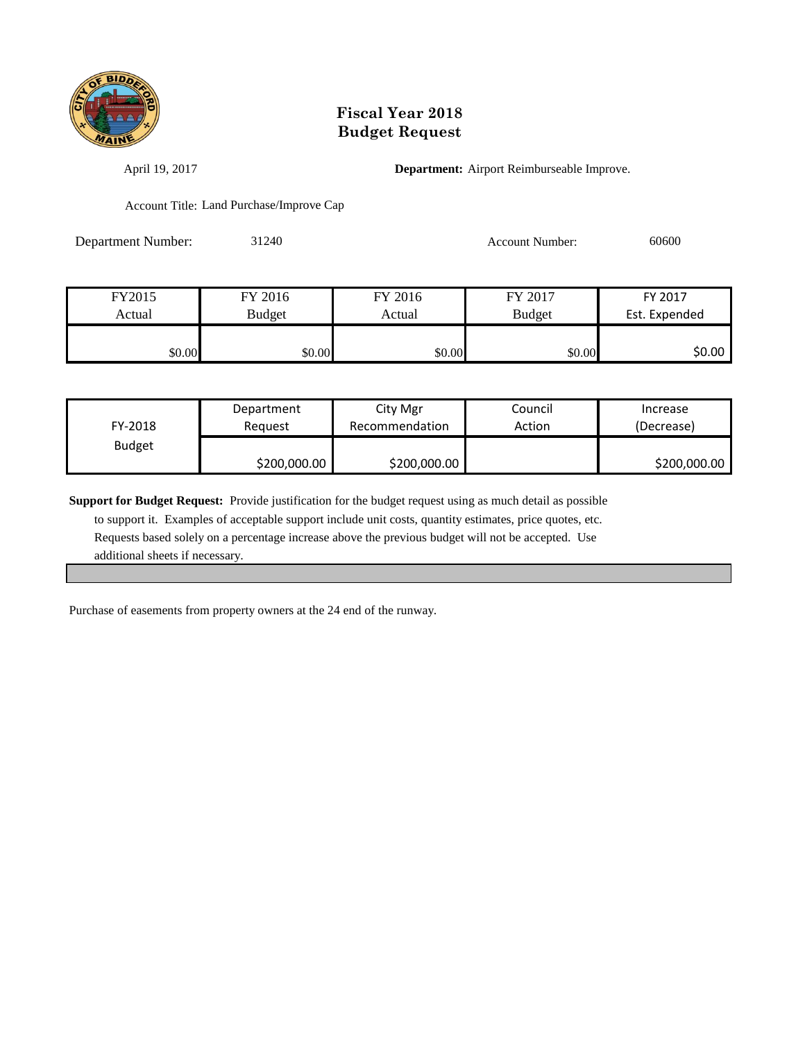# Fiscal Year 2018
# Budget Request

April 19, 2017

**Department:** Airport Reimburseable Improve.

Account Title: Land Purchase/Improve Cap

Department Number: 31240

Account Number: 60600

| FY2015 Actual | FY 2016 Budget | FY 2016 Actual | FY 2017 Budget | FY 2017 Est. Expended |
|---|---|---|---|---|
| $0.00 | $0.00 | $0.00 | $0.00 | $0.00 |

| FY-2018 Budget | Department Request | City Mgr Recommendation | Council Action | Increase (Decrease) |
|---|---|---|---|---|
| | $200,000.00 | $200,000.00 | | $200,000.00 |

**Support for Budget Request:** Provide justification for the budget request using as much detail as possible to support it. Examples of acceptable support include unit costs, quantity estimates, price quotes, etc. Requests based solely on a percentage increase above the previous budget will not be accepted. Use additional sheets if necessary.

Purchase of easements from property owners at the 24 end of the runway.